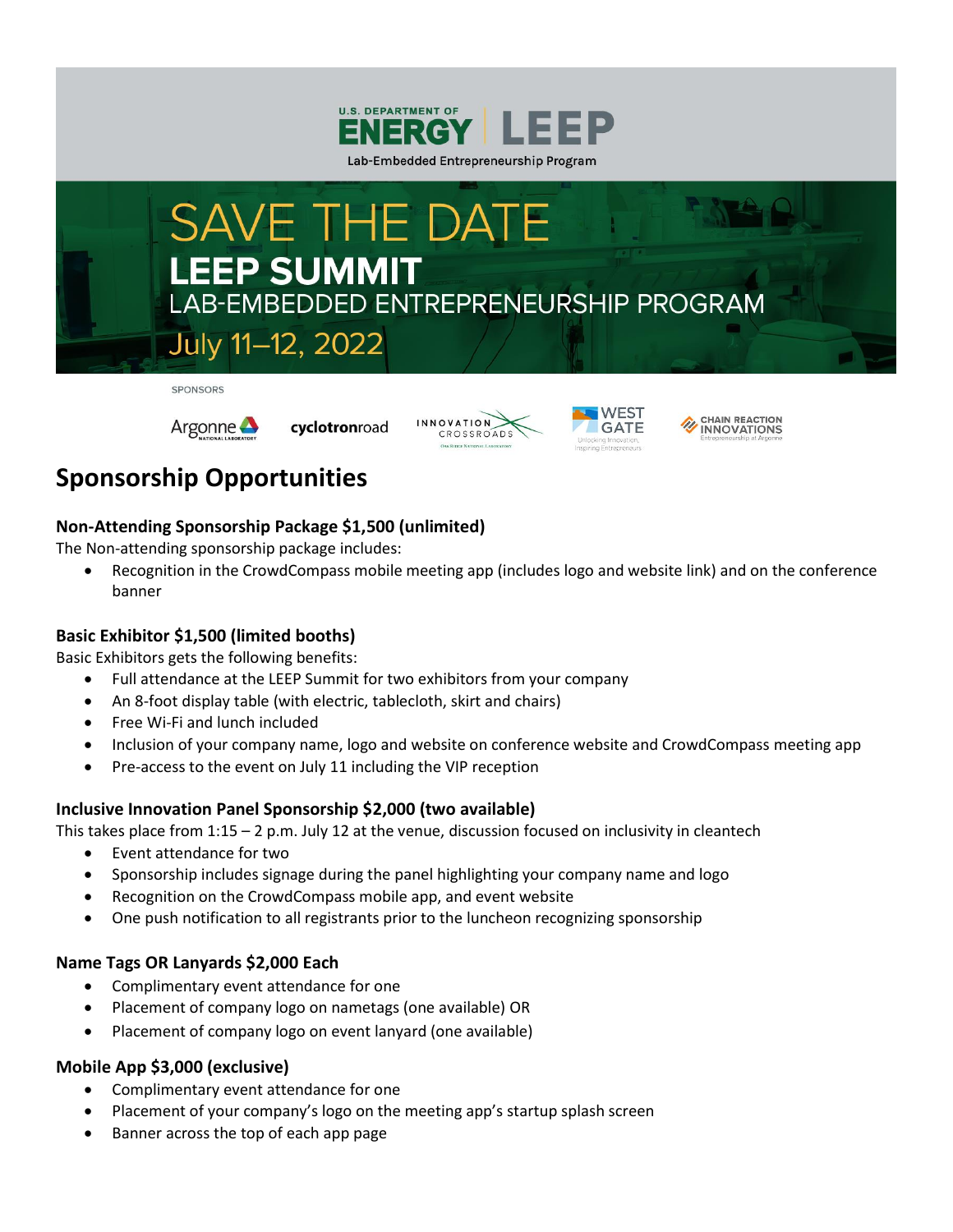U.S. DEPARTMENT OF ENERGY | LEEP

Lab-Embedded Entrepreneurship Program

# SAVE THE DATE

## LEEP SUMMIT

LAB-EMBEDDED ENTREPRENEURSHIP PROGRAM

July 11–12, 2022

SPONSORS

Argonne National Laboratory | cyclotronroad | Innovation Crossroads | West Gate | Chain Reaction Innovations

# Sponsorship Opportunities

### Non-Attending Sponsorship Package $1,500 (unlimited)

The Non-attending sponsorship package includes:

- Recognition in the CrowdCompass mobile meeting app (includes logo and website link) and on the conference banner

### Basic Exhibitor $1,500 (limited booths)

Basic Exhibitors gets the following benefits:

- Full attendance at the LEEP Summit for two exhibitors from your company
- An 8-foot display table (with electric, tablecloth, skirt and chairs)
- Free Wi-Fi and lunch included
- Inclusion of your company name, logo and website on conference website and CrowdCompass meeting app
- Pre-access to the event on July 11 including the VIP reception

### Inclusive Innovation Panel Sponsorship $2,000 (two available)

This takes place from 1:15 – 2 p.m. July 12 at the venue, discussion focused on inclusivity in cleantech

- Event attendance for two
- Sponsorship includes signage during the panel highlighting your company name and logo
- Recognition on the CrowdCompass mobile app, and event website
- One push notification to all registrants prior to the luncheon recognizing sponsorship

### Name Tags OR Lanyards $2,000 Each

- Complimentary event attendance for one
- Placement of company logo on nametags (one available) OR
- Placement of company logo on event lanyard (one available)

### Mobile App $3,000 (exclusive)

- Complimentary event attendance for one
- Placement of your company's logo on the meeting app's startup splash screen
- Banner across the top of each app page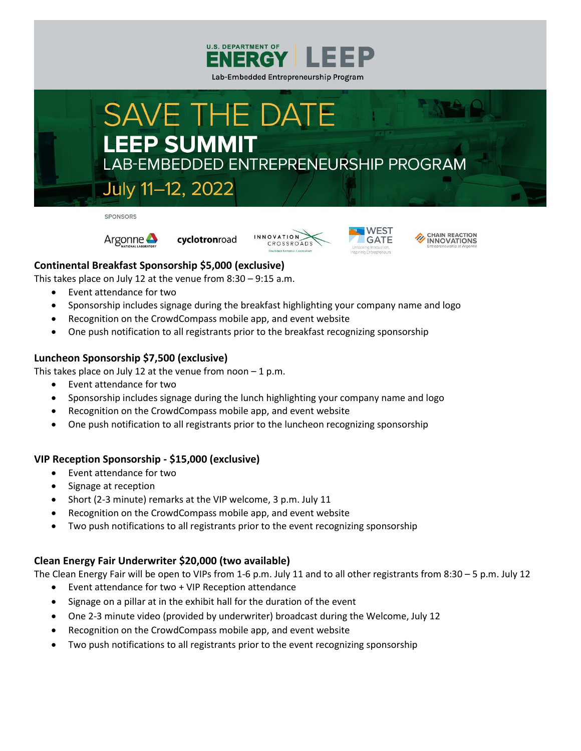U.S. DEPARTMENT OF ENERGY | LEEP

Lab-Embedded Entrepreneurship Program

# SAVE THE DATE

## LEEP SUMMIT

LAB-EMBEDDED ENTREPRENEURSHIP PROGRAM

July 11–12, 2022

SPONSORS

Argonne NATIONAL LABORATORY · cyclotronroad · INNOVATION CROSSROADS · WEST GATE Unlocking Innovation, Inspiring Entrepreneurs · CHAIN REACTION INNOVATIONS Entrepreneurship at Argonne

### Continental Breakfast Sponsorship $5,000 (exclusive)

This takes place on July 12 at the venue from 8:30 – 9:15 a.m.

- Event attendance for two
- Sponsorship includes signage during the breakfast highlighting your company name and logo
- Recognition on the CrowdCompass mobile app, and event website
- One push notification to all registrants prior to the breakfast recognizing sponsorship

### Luncheon Sponsorship $7,500 (exclusive)

This takes place on July 12 at the venue from noon – 1 p.m.

- Event attendance for two
- Sponsorship includes signage during the lunch highlighting your company name and logo
- Recognition on the CrowdCompass mobile app, and event website
- One push notification to all registrants prior to the luncheon recognizing sponsorship

### VIP Reception Sponsorship - $15,000 (exclusive)

- Event attendance for two
- Signage at reception
- Short (2-3 minute) remarks at the VIP welcome, 3 p.m. July 11
- Recognition on the CrowdCompass mobile app, and event website
- Two push notifications to all registrants prior to the event recognizing sponsorship

### Clean Energy Fair Underwriter $20,000 (two available)

The Clean Energy Fair will be open to VIPs from 1-6 p.m. July 11 and to all other registrants from 8:30 – 5 p.m. July 12

- Event attendance for two + VIP Reception attendance
- Signage on a pillar at in the exhibit hall for the duration of the event
- One 2-3 minute video (provided by underwriter) broadcast during the Welcome, July 12
- Recognition on the CrowdCompass mobile app, and event website
- Two push notifications to all registrants prior to the event recognizing sponsorship